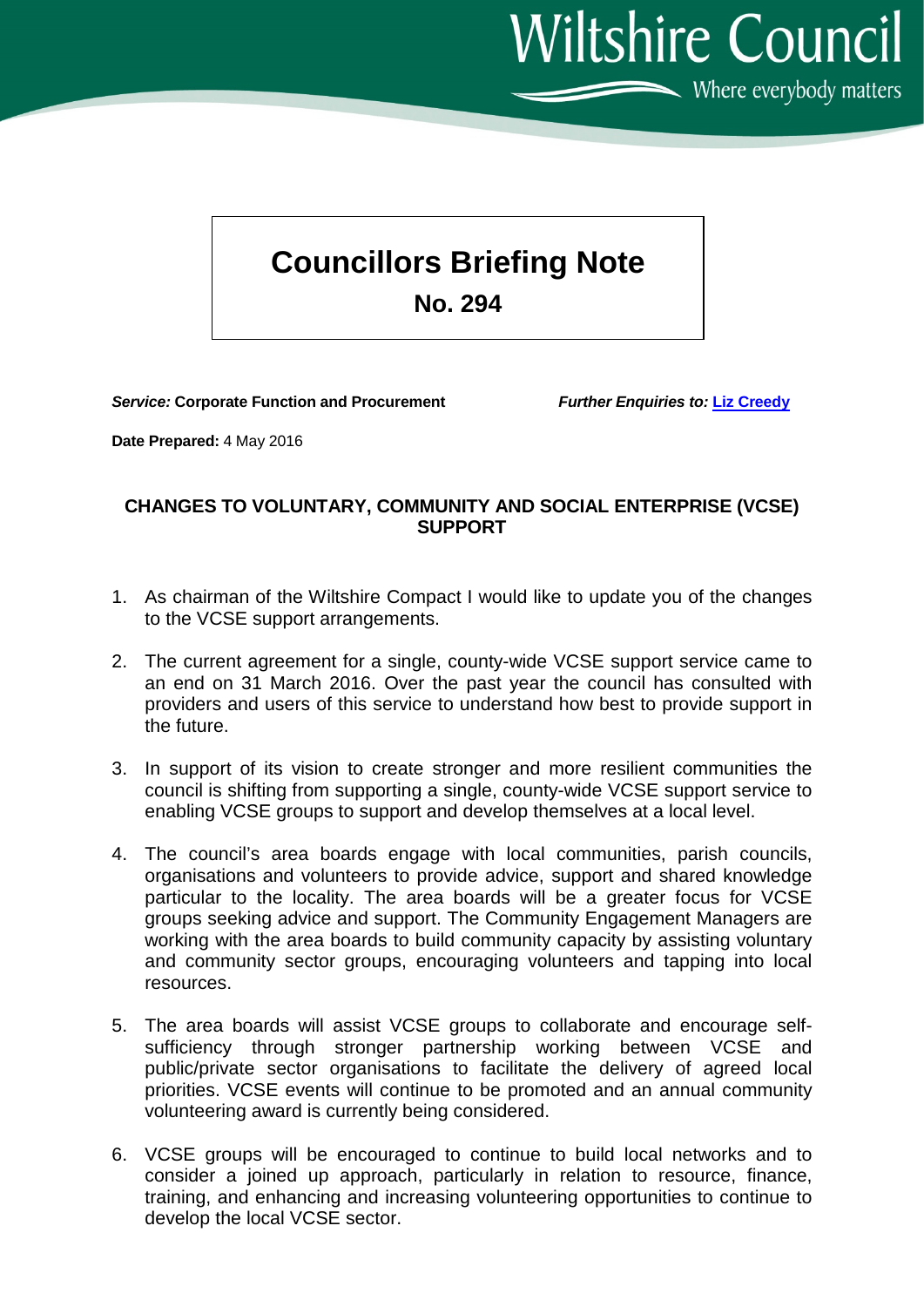# Councillors Briefing Note

**No. 294**

***Service:*** **Corporate Function and Procurement** ***Further Enquiries to:*** **Liz Creedy**

**Date Prepared:** 4 May 2016

## CHANGES TO VOLUNTARY, COMMUNITY AND SOCIAL ENTERPRISE (VCSE) SUPPORT

1. As chairman of the Wiltshire Compact I would like to update you of the changes to the VCSE support arrangements.

2. The current agreement for a single, county-wide VCSE support service came to an end on 31 March 2016. Over the past year the council has consulted with providers and users of this service to understand how best to provide support in the future.

3. In support of its vision to create stronger and more resilient communities the council is shifting from supporting a single, county-wide VCSE support service to enabling VCSE groups to support and develop themselves at a local level.

4. The council's area boards engage with local communities, parish councils, organisations and volunteers to provide advice, support and shared knowledge particular to the locality. The area boards will be a greater focus for VCSE groups seeking advice and support. The Community Engagement Managers are working with the area boards to build community capacity by assisting voluntary and community sector groups, encouraging volunteers and tapping into local resources.

5. The area boards will assist VCSE groups to collaborate and encourage self-sufficiency through stronger partnership working between VCSE and public/private sector organisations to facilitate the delivery of agreed local priorities. VCSE events will continue to be promoted and an annual community volunteering award is currently being considered.

6. VCSE groups will be encouraged to continue to build local networks and to consider a joined up approach, particularly in relation to resource, finance, training, and enhancing and increasing volunteering opportunities to continue to develop the local VCSE sector.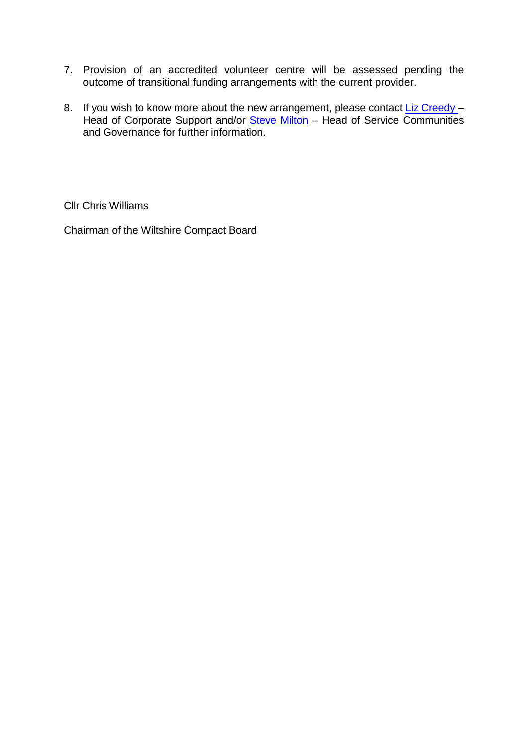7. Provision of an accredited volunteer centre will be assessed pending the outcome of transitional funding arrangements with the current provider.

8. If you wish to know more about the new arrangement, please contact Liz Creedy – Head of Corporate Support and/or Steve Milton – Head of Service Communities and Governance for further information.

Cllr Chris Williams

Chairman of the Wiltshire Compact Board